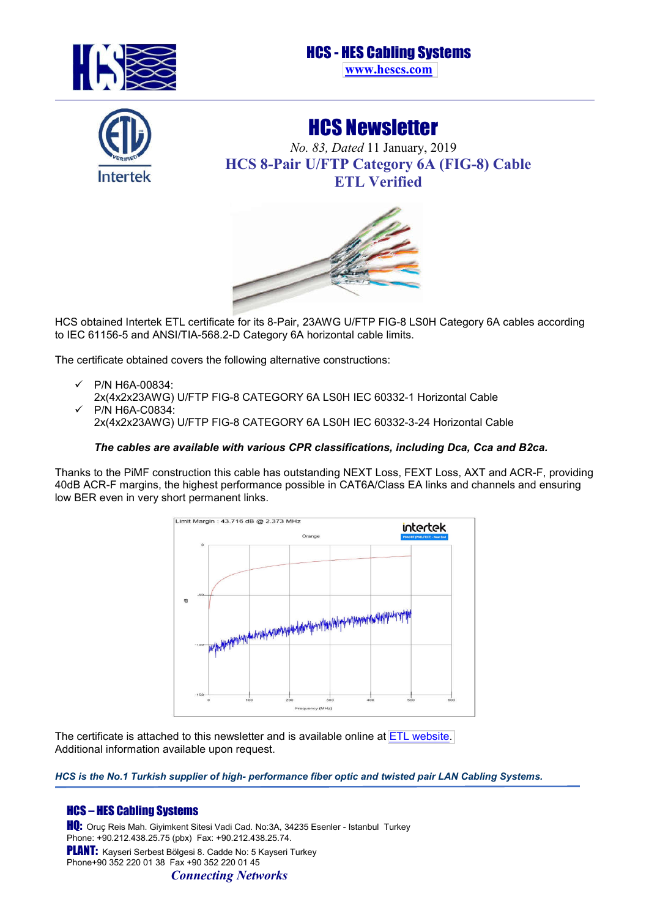# HCS - HES Cabling Systems

www.hescs.com

# HCS Newsletter

*No. 83, Dated* 11 January, 2019

## HCS 8-Pair U/FTP Category 6A (FIG-8) Cable ETL Verified

HCS obtained Intertek ETL certificate for its 8-Pair, 23AWG U/FTP FIG-8 LS0H Category 6A cables according to IEC 61156-5 and ANSI/TIA-568.2-D Category 6A horizontal cable limits.

The certificate obtained covers the following alternative constructions:

- ✓ P/N H6A-00834:
  2x(4x2x23AWG) U/FTP FIG-8 CATEGORY 6A LS0H IEC 60332-1 Horizontal Cable
- ✓ P/N H6A-C0834:
  2x(4x2x23AWG) U/FTP FIG-8 CATEGORY 6A LS0H IEC 60332-3-24 Horizontal Cable

***The cables are available with various CPR classifications, including Dca, Cca and B2ca.***

Thanks to the PiMF construction this cable has outstanding NEXT Loss, FEXT Loss, AXT and ACR-F, providing 40dB ACR-F margins, the highest performance possible in CAT6A/Class EA links and channels and ensuring low BER even in very short permanent links.

Limit Margin : 43.716 dB @ 2.373 MHz

The certificate is attached to this newsletter and is available online at ETL website.
Additional information available upon request.

***HCS is the No.1 Turkish supplier of high- performance fiber optic and twisted pair LAN Cabling Systems.***

**HCS – HES Cabling Systems**

**HQ:** Oruç Reis Mah. Giyimkent Sitesi Vadi Cad. No:3A, 34235 Esenler - Istanbul Turkey
Phone: +90.212.438.25.75 (pbx) Fax: +90.212.438.25.74.

**PLANT:** Kayseri Serbest Bölgesi 8. Cadde No: 5 Kayseri Turkey
Phone+90 352 220 01 38 Fax +90 352 220 01 45

*Connecting Networks*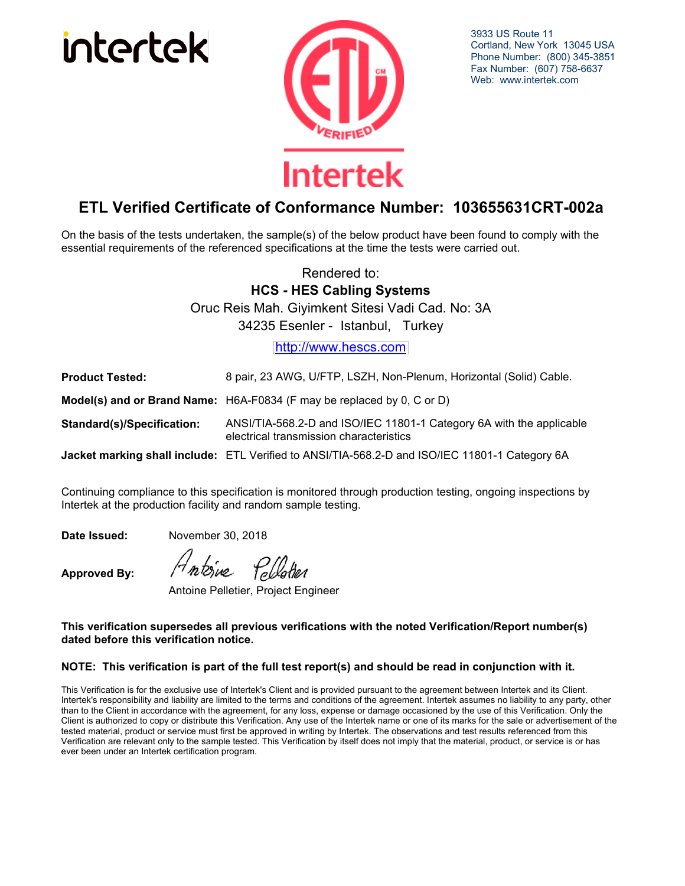intertek

3933 US Route 11
Cortland, New York 13045 USA
Phone Number: (800) 345-3851
Fax Number: (607) 758-6637
Web: www.intertek.com

# ETL Verified Certificate of Conformance Number: 103655631CRT-002a

On the basis of the tests undertaken, the sample(s) of the below product have been found to comply with the essential requirements of the referenced specifications at the time the tests were carried out.

Rendered to:

**HCS - HES Cabling Systems**

Oruc Reis Mah. Giyimkent Sitesi Vadi Cad. No: 3A

34235 Esenler - Istanbul, Turkey

http://www.hescs.com

| | |
|---|---|
| **Product Tested:** | 8 pair, 23 AWG, U/FTP, LSZH, Non-Plenum, Horizontal (Solid) Cable. |
| **Model(s) and or Brand Name:** | H6A-F0834 (F may be replaced by 0, C or D) |
| **Standard(s)/Specification:** | ANSI/TIA-568.2-D and ISO/IEC 11801-1 Category 6A with the applicable electrical transmission characteristics |
| **Jacket marking shall include:** | ETL Verified to ANSI/TIA-568.2-D and ISO/IEC 11801-1 Category 6A |

Continuing compliance to this specification is monitored through production testing, ongoing inspections by Intertek at the production facility and random sample testing.

**Date Issued:** November 30, 2018

**Approved By:** Antoine Pelletier

Antoine Pelletier, Project Engineer

**This verification supersedes all previous verifications with the noted Verification/Report number(s) dated before this verification notice.**

**NOTE: This verification is part of the full test report(s) and should be read in conjunction with it.**

This Verification is for the exclusive use of Intertek's Client and is provided pursuant to the agreement between Intertek and its Client. Intertek's responsibility and liability are limited to the terms and conditions of the agreement. Intertek assumes no liability to any party, other than to the Client in accordance with the agreement, for any loss, expense or damage occasioned by the use of this Verification. Only the Client is authorized to copy or distribute this Verification. Any use of the Intertek name or one of its marks for the sale or advertisement of the tested material, product or service must first be approved in writing by Intertek. The observations and test results referenced from this Verification are relevant only to the sample tested. This Verification by itself does not imply that the material, product, or service is or has ever been under an Intertek certification program.